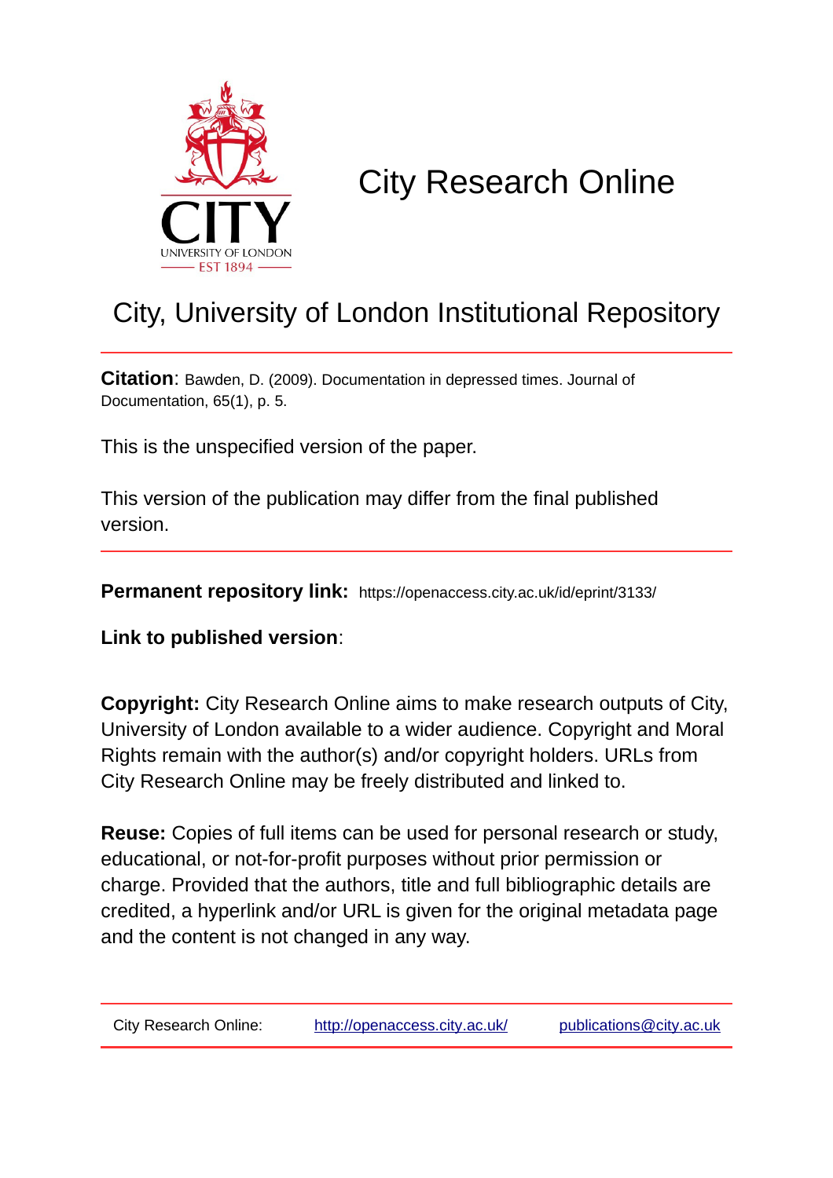# City Research Online

## City, University of London Institutional Repository

**Citation**: Bawden, D. (2009). Documentation in depressed times. Journal of Documentation, 65(1), p. 5.

This is the unspecified version of the paper.

This version of the publication may differ from the final published version.

**Permanent repository link:** https://openaccess.city.ac.uk/id/eprint/3133/

**Link to published version**:

**Copyright:** City Research Online aims to make research outputs of City, University of London available to a wider audience. Copyright and Moral Rights remain with the author(s) and/or copyright holders. URLs from City Research Online may be freely distributed and linked to.

**Reuse:** Copies of full items can be used for personal research or study, educational, or not-for-profit purposes without prior permission or charge. Provided that the authors, title and full bibliographic details are credited, a hyperlink and/or URL is given for the original metadata page and the content is not changed in any way.

City Research Online: http://openaccess.city.ac.uk/ publications@city.ac.uk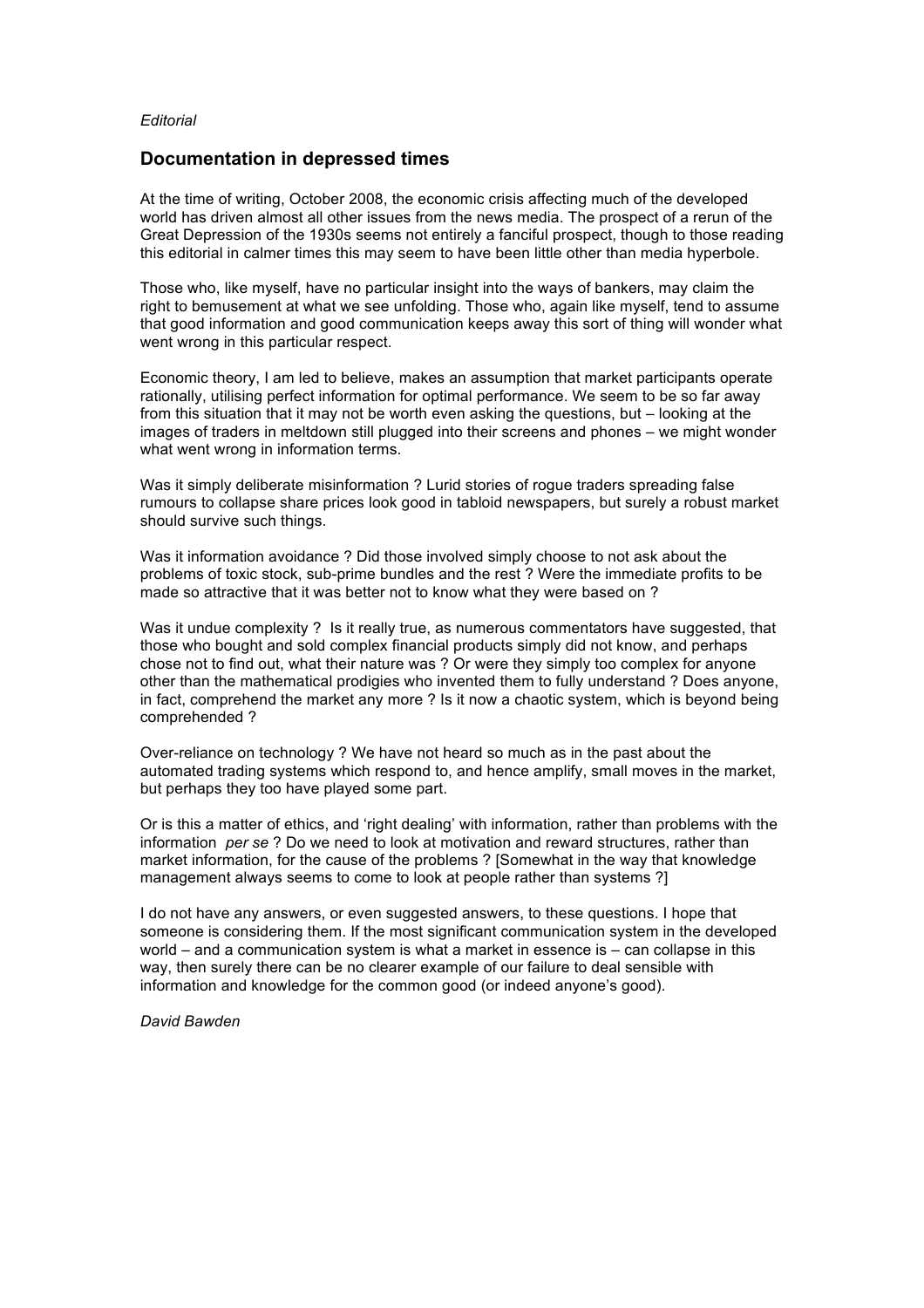*Editorial*

## Documentation in depressed times

At the time of writing, October 2008, the economic crisis affecting much of the developed world has driven almost all other issues from the news media. The prospect of a rerun of the Great Depression of the 1930s seems not entirely a fanciful prospect, though to those reading this editorial in calmer times this may seem to have been little other than media hyperbole.

Those who, like myself, have no particular insight into the ways of bankers, may claim the right to bemusement at what we see unfolding. Those who, again like myself, tend to assume that good information and good communication keeps away this sort of thing will wonder what went wrong in this particular respect.

Economic theory, I am led to believe, makes an assumption that market participants operate rationally, utilising perfect information for optimal performance. We seem to be so far away from this situation that it may not be worth even asking the questions, but – looking at the images of traders in meltdown still plugged into their screens and phones – we might wonder what went wrong in information terms.

Was it simply deliberate misinformation ? Lurid stories of rogue traders spreading false rumours to collapse share prices look good in tabloid newspapers, but surely a robust market should survive such things.

Was it information avoidance ? Did those involved simply choose to not ask about the problems of toxic stock, sub-prime bundles and the rest ? Were the immediate profits to be made so attractive that it was better not to know what they were based on ?

Was it undue complexity ? Is it really true, as numerous commentators have suggested, that those who bought and sold complex financial products simply did not know, and perhaps chose not to find out, what their nature was ? Or were they simply too complex for anyone other than the mathematical prodigies who invented them to fully understand ? Does anyone, in fact, comprehend the market any more ? Is it now a chaotic system, which is beyond being comprehended ?

Over-reliance on technology ? We have not heard so much as in the past about the automated trading systems which respond to, and hence amplify, small moves in the market, but perhaps they too have played some part.

Or is this a matter of ethics, and 'right dealing' with information, rather than problems with the information *per se* ? Do we need to look at motivation and reward structures, rather than market information, for the cause of the problems ? [Somewhat in the way that knowledge management always seems to come to look at people rather than systems ?]

I do not have any answers, or even suggested answers, to these questions. I hope that someone is considering them. If the most significant communication system in the developed world – and a communication system is what a market in essence is – can collapse in this way, then surely there can be no clearer example of our failure to deal sensible with information and knowledge for the common good (or indeed anyone's good).

*David Bawden*